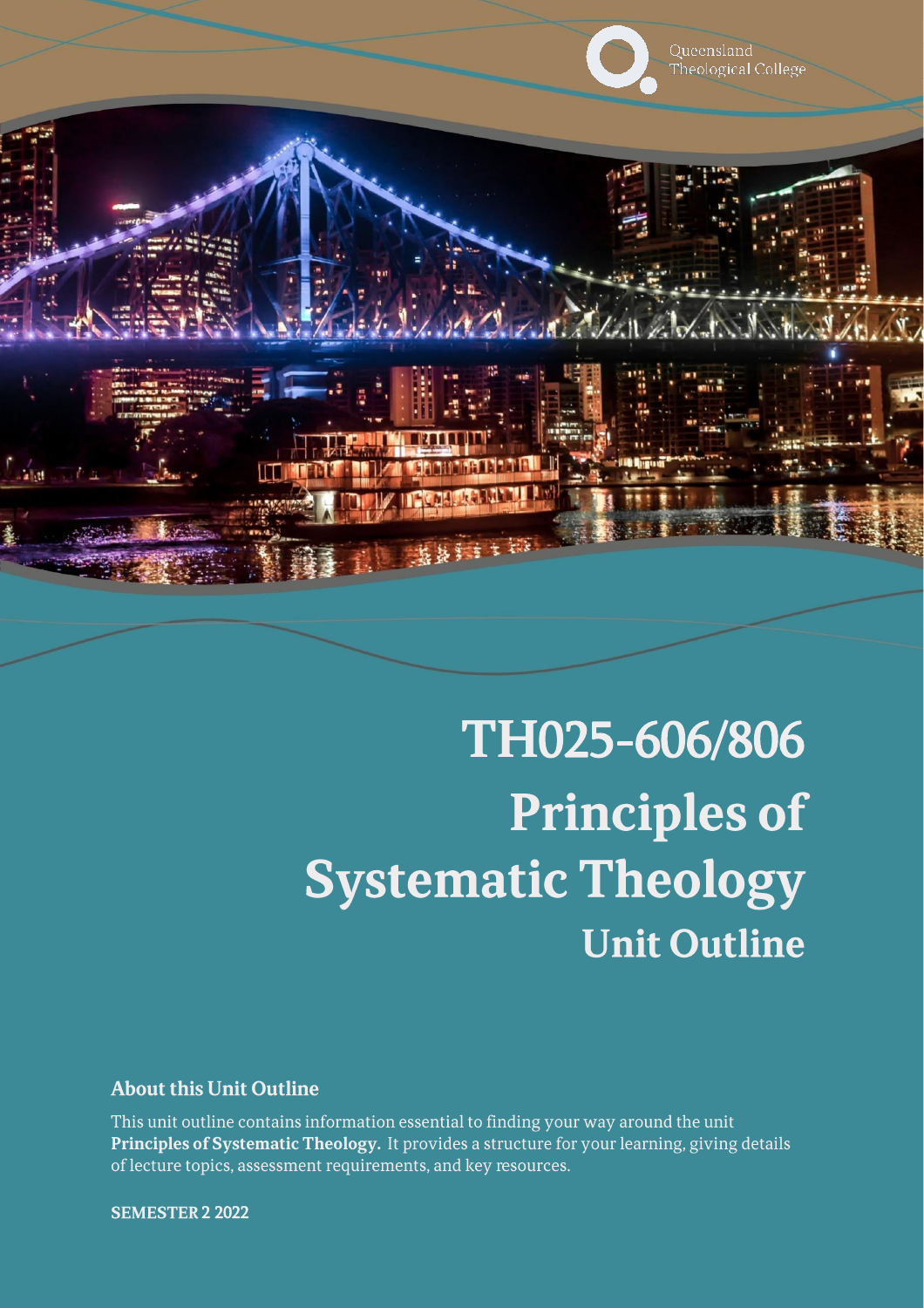Queensland Theological College

# TH025-606/806 Principles of Systematic Theology

## Unit Outline

### About this Unit Outline

This unit outline contains information essential to finding your way around the unit **Principles of Systematic Theology.** It provides a structure for your learning, giving details of lecture topics, assessment requirements, and key resources.

**SEMESTER 2 2022**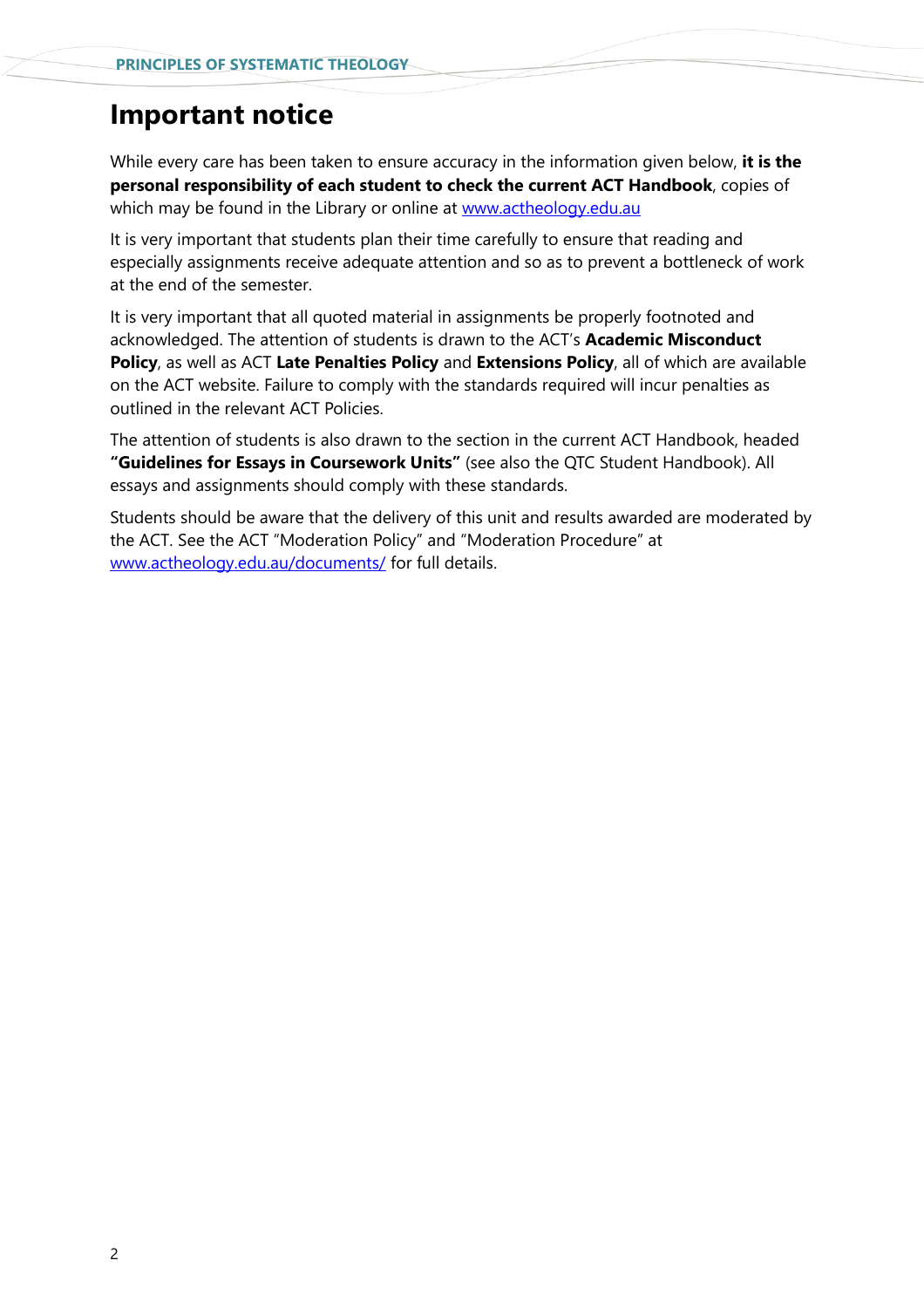# Important notice

While every care has been taken to ensure accuracy in the information given below, **it is the personal responsibility of each student to check the current ACT Handbook**, copies of which may be found in the Library or online at [www.actheology.edu.au](http://www.actheology.edu.au)

It is very important that students plan their time carefully to ensure that reading and especially assignments receive adequate attention and so as to prevent a bottleneck of work at the end of the semester.

It is very important that all quoted material in assignments be properly footnoted and acknowledged. The attention of students is drawn to the ACT's **Academic Misconduct Policy**, as well as ACT **Late Penalties Policy** and **Extensions Policy**, all of which are available on the ACT website. Failure to comply with the standards required will incur penalties as outlined in the relevant ACT Policies.

The attention of students is also drawn to the section in the current ACT Handbook, headed **"Guidelines for Essays in Coursework Units"** (see also the QTC Student Handbook). All essays and assignments should comply with these standards.

Students should be aware that the delivery of this unit and results awarded are moderated by the ACT. See the ACT "Moderation Policy" and "Moderation Procedure" at [www.actheology.edu.au/documents/](http://www.actheology.edu.au/documents/) for full details.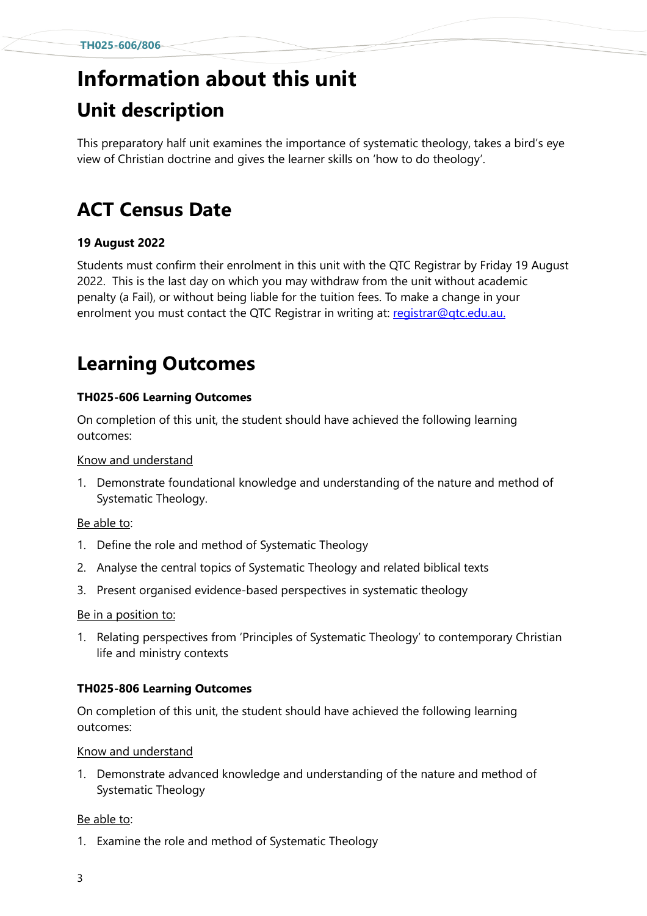# Information about this unit

## Unit description

This preparatory half unit examines the importance of systematic theology, takes a bird's eye view of Christian doctrine and gives the learner skills on 'how to do theology'.

## ACT Census Date

**19 August 2022**

Students must confirm their enrolment in this unit with the QTC Registrar by Friday 19 August 2022. This is the last day on which you may withdraw from the unit without academic penalty (a Fail), or without being liable for the tuition fees. To make a change in your enrolment you must contact the QTC Registrar in writing at: registrar@qtc.edu.au.

## Learning Outcomes

**TH025-606 Learning Outcomes**

On completion of this unit, the student should have achieved the following learning outcomes:

Know and understand

1. Demonstrate foundational knowledge and understanding of the nature and method of Systematic Theology.

Be able to:

1. Define the role and method of Systematic Theology
2. Analyse the central topics of Systematic Theology and related biblical texts
3. Present organised evidence-based perspectives in systematic theology

Be in a position to:

1. Relating perspectives from 'Principles of Systematic Theology' to contemporary Christian life and ministry contexts

**TH025-806 Learning Outcomes**

On completion of this unit, the student should have achieved the following learning outcomes:

Know and understand

1. Demonstrate advanced knowledge and understanding of the nature and method of Systematic Theology

Be able to:

1. Examine the role and method of Systematic Theology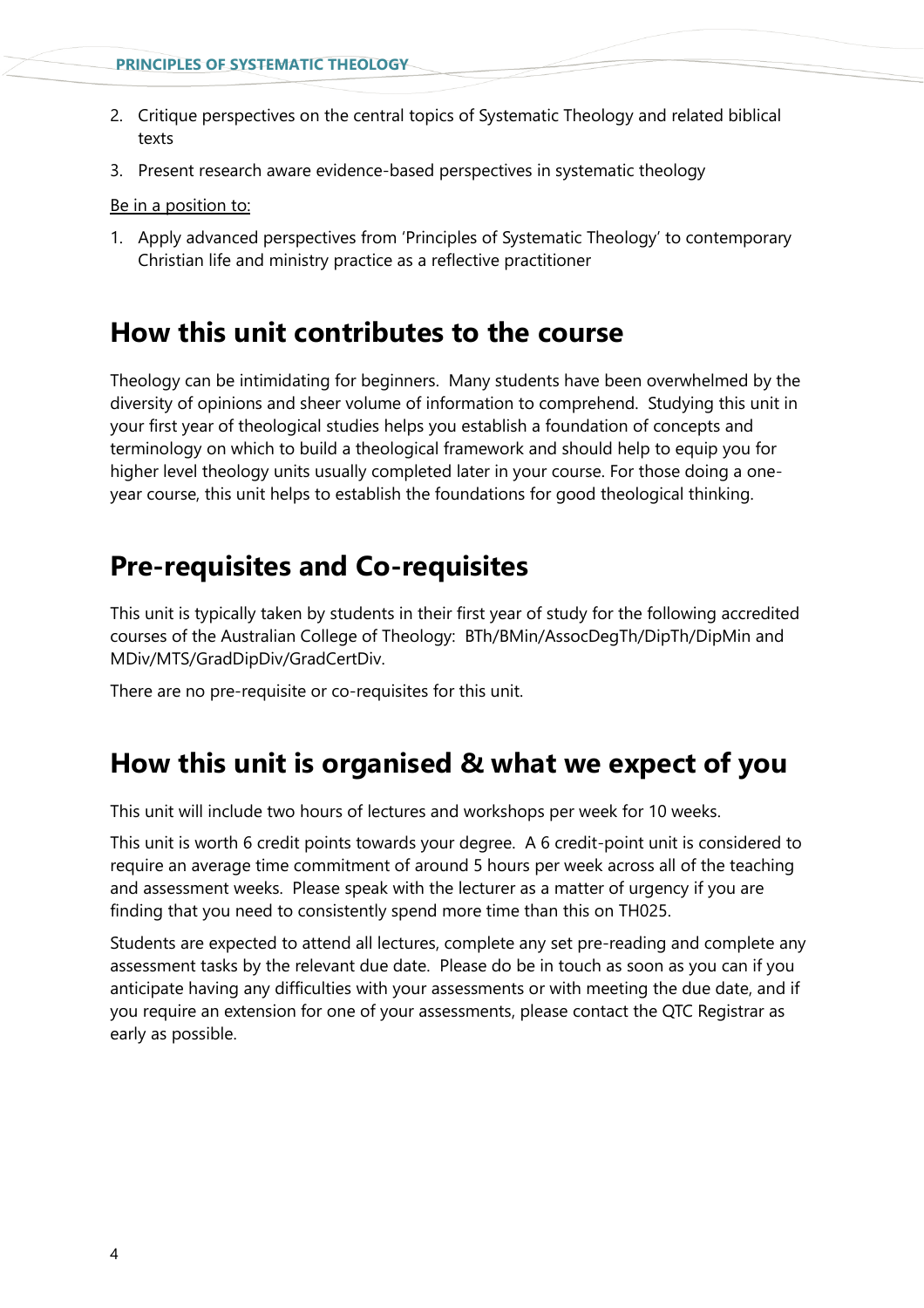2. Critique perspectives on the central topics of Systematic Theology and related biblical texts
3. Present research aware evidence-based perspectives in systematic theology

Be in a position to:

1. Apply advanced perspectives from 'Principles of Systematic Theology' to contemporary Christian life and ministry practice as a reflective practitioner

## How this unit contributes to the course

Theology can be intimidating for beginners. Many students have been overwhelmed by the diversity of opinions and sheer volume of information to comprehend. Studying this unit in your first year of theological studies helps you establish a foundation of concepts and terminology on which to build a theological framework and should help to equip you for higher level theology units usually completed later in your course. For those doing a one-year course, this unit helps to establish the foundations for good theological thinking.

## Pre-requisites and Co-requisites

This unit is typically taken by students in their first year of study for the following accredited courses of the Australian College of Theology: BTh/BMin/AssocDegTh/DipTh/DipMin and MDiv/MTS/GradDipDiv/GradCertDiv.

There are no pre-requisite or co-requisites for this unit.

## How this unit is organised & what we expect of you

This unit will include two hours of lectures and workshops per week for 10 weeks.

This unit is worth 6 credit points towards your degree. A 6 credit-point unit is considered to require an average time commitment of around 5 hours per week across all of the teaching and assessment weeks. Please speak with the lecturer as a matter of urgency if you are finding that you need to consistently spend more time than this on TH025.

Students are expected to attend all lectures, complete any set pre-reading and complete any assessment tasks by the relevant due date. Please do be in touch as soon as you can if you anticipate having any difficulties with your assessments or with meeting the due date, and if you require an extension for one of your assessments, please contact the QTC Registrar as early as possible.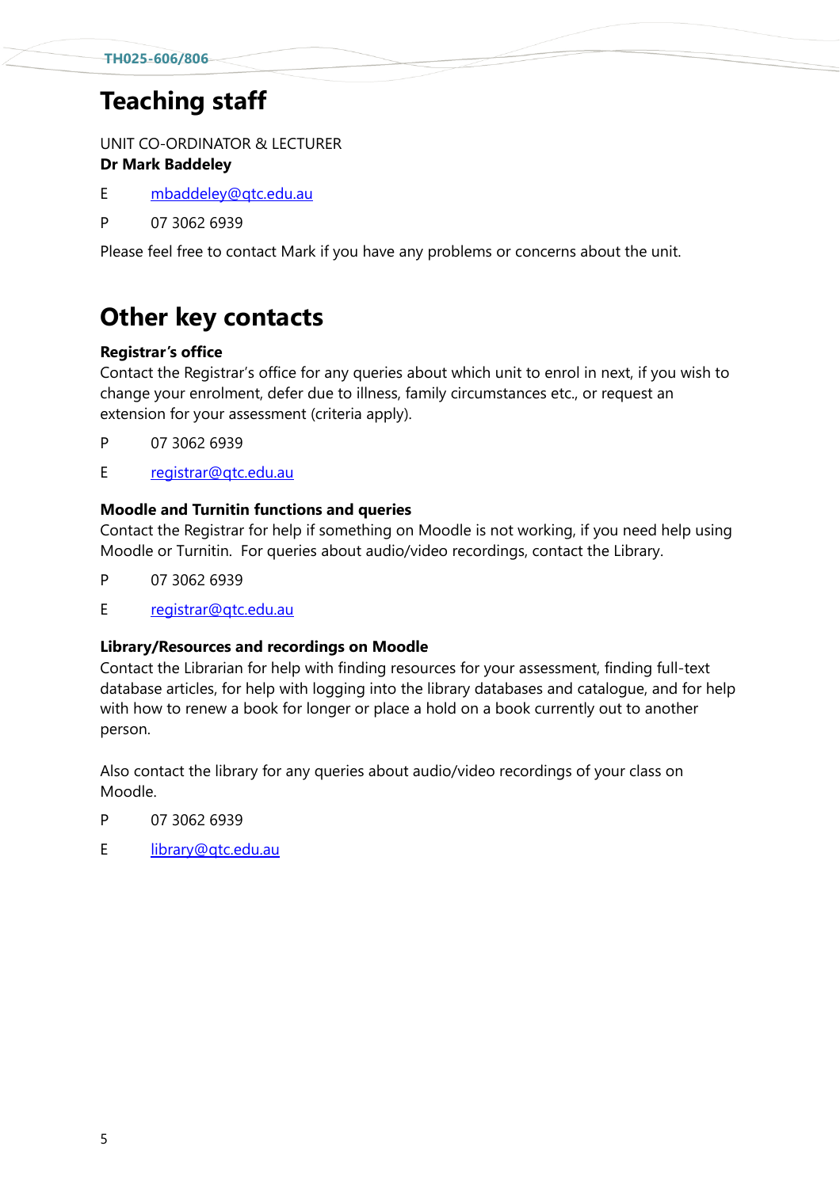# Teaching staff

UNIT CO-ORDINATOR & LECTURER
**Dr Mark Baddeley**

E mbaddeley@qtc.edu.au

P 07 3062 6939

Please feel free to contact Mark if you have any problems or concerns about the unit.

# Other key contacts

**Registrar's office**
Contact the Registrar's office for any queries about which unit to enrol in next, if you wish to change your enrolment, defer due to illness, family circumstances etc., or request an extension for your assessment (criteria apply).

P 07 3062 6939

E registrar@qtc.edu.au

**Moodle and Turnitin functions and queries**
Contact the Registrar for help if something on Moodle is not working, if you need help using Moodle or Turnitin. For queries about audio/video recordings, contact the Library.

P 07 3062 6939

E registrar@qtc.edu.au

**Library/Resources and recordings on Moodle**
Contact the Librarian for help with finding resources for your assessment, finding full-text database articles, for help with logging into the library databases and catalogue, and for help with how to renew a book for longer or place a hold on a book currently out to another person.

Also contact the library for any queries about audio/video recordings of your class on Moodle.

P 07 3062 6939

E library@qtc.edu.au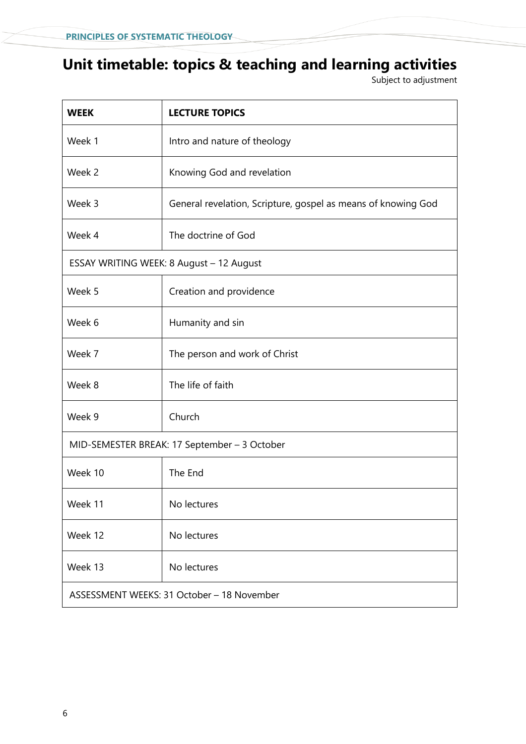# Unit timetable: topics & teaching and learning activities

Subject to adjustment

| WEEK | LECTURE TOPICS |
|---|---|
| Week 1 | Intro and nature of theology |
| Week 2 | Knowing God and revelation |
| Week 3 | General revelation, Scripture, gospel as means of knowing God |
| Week 4 | The doctrine of God |
| ESSAY WRITING WEEK: 8 August – 12 August | |
| Week 5 | Creation and providence |
| Week 6 | Humanity and sin |
| Week 7 | The person and work of Christ |
| Week 8 | The life of faith |
| Week 9 | Church |
| MID-SEMESTER BREAK: 17 September – 3 October | |
| Week 10 | The End |
| Week 11 | No lectures |
| Week 12 | No lectures |
| Week 13 | No lectures |
| ASSESSMENT WEEKS: 31 October – 18 November | |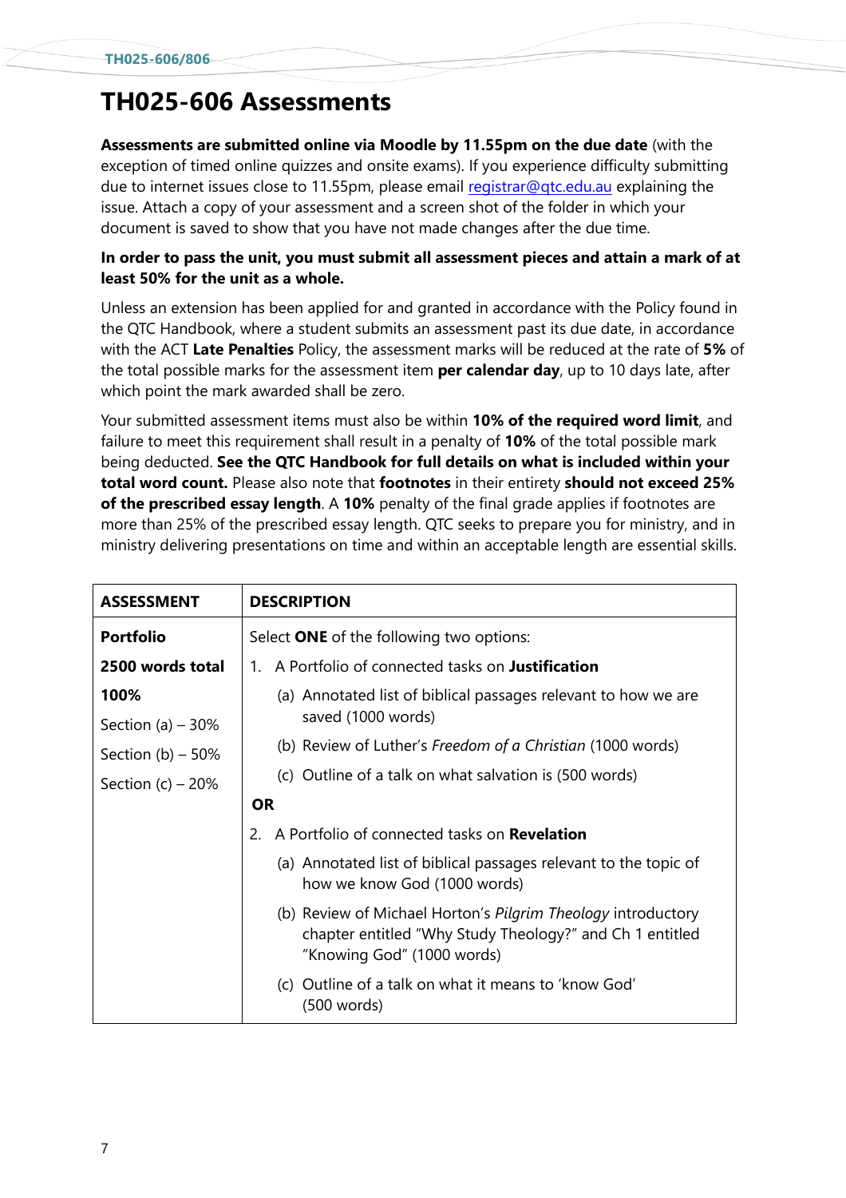# TH025-606 Assessments

**Assessments are submitted online via Moodle by 11.55pm on the due date** (with the exception of timed online quizzes and onsite exams). If you experience difficulty submitting due to internet issues close to 11.55pm, please email registrar@qtc.edu.au explaining the issue. Attach a copy of your assessment and a screen shot of the folder in which your document is saved to show that you have not made changes after the due time.

**In order to pass the unit, you must submit all assessment pieces and attain a mark of at least 50% for the unit as a whole.**

Unless an extension has been applied for and granted in accordance with the Policy found in the QTC Handbook, where a student submits an assessment past its due date, in accordance with the ACT **Late Penalties** Policy, the assessment marks will be reduced at the rate of **5%** of the total possible marks for the assessment item **per calendar day**, up to 10 days late, after which point the mark awarded shall be zero.

Your submitted assessment items must also be within **10% of the required word limit**, and failure to meet this requirement shall result in a penalty of **10%** of the total possible mark being deducted. **See the QTC Handbook for full details on what is included within your total word count.** Please also note that **footnotes** in their entirety **should not exceed 25% of the prescribed essay length**. A **10%** penalty of the final grade applies if footnotes are more than 25% of the prescribed essay length. QTC seeks to prepare you for ministry, and in ministry delivering presentations on time and within an acceptable length are essential skills.

| ASSESSMENT | DESCRIPTION |
|---|---|
| **Portfolio**<br>**2500 words total**<br>**100%**<br>Section (a) – 30%<br>Section (b) – 50%<br>Section (c) – 20% | Select **ONE** of the following two options:<br>1. A Portfolio of connected tasks on **Justification**<br>(a) Annotated list of biblical passages relevant to how we are saved (1000 words)<br>(b) Review of Luther's *Freedom of a Christian* (1000 words)<br>(c) Outline of a talk on what salvation is (500 words)<br>**OR**<br>2. A Portfolio of connected tasks on **Revelation**<br>(a) Annotated list of biblical passages relevant to the topic of how we know God (1000 words)<br>(b) Review of Michael Horton's *Pilgrim Theology* introductory chapter entitled "Why Study Theology?" and Ch 1 entitled "Knowing God" (1000 words)<br>(c) Outline of a talk on what it means to 'know God' (500 words) |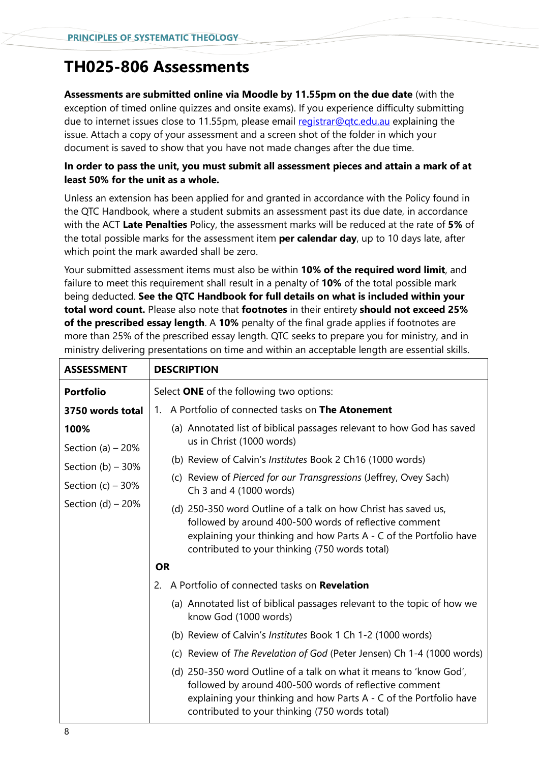# TH025-806 Assessments

**Assessments are submitted online via Moodle by 11.55pm on the due date** (with the exception of timed online quizzes and onsite exams). If you experience difficulty submitting due to internet issues close to 11.55pm, please email registrar@qtc.edu.au explaining the issue. Attach a copy of your assessment and a screen shot of the folder in which your document is saved to show that you have not made changes after the due time.

**In order to pass the unit, you must submit all assessment pieces and attain a mark of at least 50% for the unit as a whole.**

Unless an extension has been applied for and granted in accordance with the Policy found in the QTC Handbook, where a student submits an assessment past its due date, in accordance with the ACT **Late Penalties** Policy, the assessment marks will be reduced at the rate of **5%** of the total possible marks for the assessment item **per calendar day**, up to 10 days late, after which point the mark awarded shall be zero.

Your submitted assessment items must also be within **10% of the required word limit**, and failure to meet this requirement shall result in a penalty of **10%** of the total possible mark being deducted. **See the QTC Handbook for full details on what is included within your total word count.** Please also note that **footnotes** in their entirety **should not exceed 25% of the prescribed essay length**. A **10%** penalty of the final grade applies if footnotes are more than 25% of the prescribed essay length. QTC seeks to prepare you for ministry, and in ministry delivering presentations on time and within an acceptable length are essential skills.

| ASSESSMENT | DESCRIPTION |
| --- | --- |
| **Portfolio**<br>**3750 words total**<br>**100%**<br>Section (a) – 20%<br>Section (b) – 30%<br>Section (c) – 30%<br>Section (d) – 20% | Select **ONE** of the following two options:<br>1. A Portfolio of connected tasks on **The Atonement**<br>(a) Annotated list of biblical passages relevant to how God has saved us in Christ (1000 words)<br>(b) Review of Calvin's *Institutes* Book 2 Ch16 (1000 words)<br>(c) Review of *Pierced for our Transgressions* (Jeffrey, Ovey Sach) Ch 3 and 4 (1000 words)<br>(d) 250-350 word Outline of a talk on how Christ has saved us, followed by around 400-500 words of reflective comment explaining your thinking and how Parts A - C of the Portfolio have contributed to your thinking (750 words total)<br>**OR**<br>2. A Portfolio of connected tasks on **Revelation**<br>(a) Annotated list of biblical passages relevant to the topic of how we know God (1000 words)<br>(b) Review of Calvin's *Institutes* Book 1 Ch 1-2 (1000 words)<br>(c) Review of *The Revelation of God* (Peter Jensen) Ch 1-4 (1000 words)<br>(d) 250-350 word Outline of a talk on what it means to 'know God', followed by around 400-500 words of reflective comment explaining your thinking and how Parts A - C of the Portfolio have contributed to your thinking (750 words total) |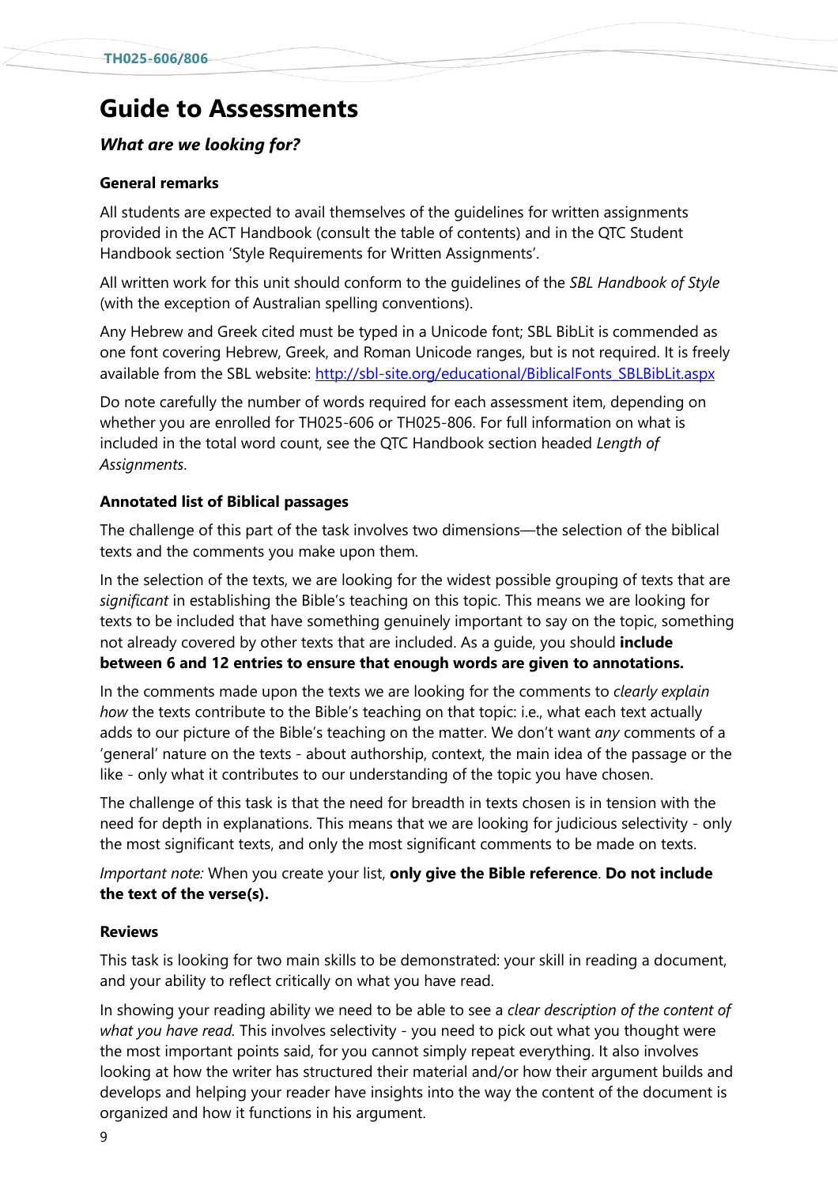# Guide to Assessments

## *What are we looking for?*

### General remarks

All students are expected to avail themselves of the guidelines for written assignments provided in the ACT Handbook (consult the table of contents) and in the QTC Student Handbook section 'Style Requirements for Written Assignments'.

All written work for this unit should conform to the guidelines of the *SBL Handbook of Style* (with the exception of Australian spelling conventions).

Any Hebrew and Greek cited must be typed in a Unicode font; SBL BibLit is commended as one font covering Hebrew, Greek, and Roman Unicode ranges, but is not required. It is freely available from the SBL website: [http://sbl-site.org/educational/BiblicalFonts_SBLBibLit.aspx](http://sbl-site.org/educational/BiblicalFonts_SBLBibLit.aspx)

Do note carefully the number of words required for each assessment item, depending on whether you are enrolled for TH025-606 or TH025-806. For full information on what is included in the total word count, see the QTC Handbook section headed *Length of Assignments*.

### Annotated list of Biblical passages

The challenge of this part of the task involves two dimensions—the selection of the biblical texts and the comments you make upon them.

In the selection of the texts, we are looking for the widest possible grouping of texts that are *significant* in establishing the Bible's teaching on this topic. This means we are looking for texts to be included that have something genuinely important to say on the topic, something not already covered by other texts that are included. As a guide, you should **include between 6 and 12 entries to ensure that enough words are given to annotations.**

In the comments made upon the texts we are looking for the comments to *clearly explain how* the texts contribute to the Bible's teaching on that topic: i.e., what each text actually adds to our picture of the Bible's teaching on the matter. We don't want *any* comments of a 'general' nature on the texts - about authorship, context, the main idea of the passage or the like - only what it contributes to our understanding of the topic you have chosen.

The challenge of this task is that the need for breadth in texts chosen is in tension with the need for depth in explanations. This means that we are looking for judicious selectivity - only the most significant texts, and only the most significant comments to be made on texts.

*Important note:* When you create your list, **only give the Bible reference**. **Do not include the text of the verse(s).**

### Reviews

This task is looking for two main skills to be demonstrated: your skill in reading a document, and your ability to reflect critically on what you have read.

In showing your reading ability we need to be able to see a *clear description of the content of what you have read.* This involves selectivity - you need to pick out what you thought were the most important points said, for you cannot simply repeat everything. It also involves looking at how the writer has structured their material and/or how their argument builds and develops and helping your reader have insights into the way the content of the document is organized and how it functions in his argument.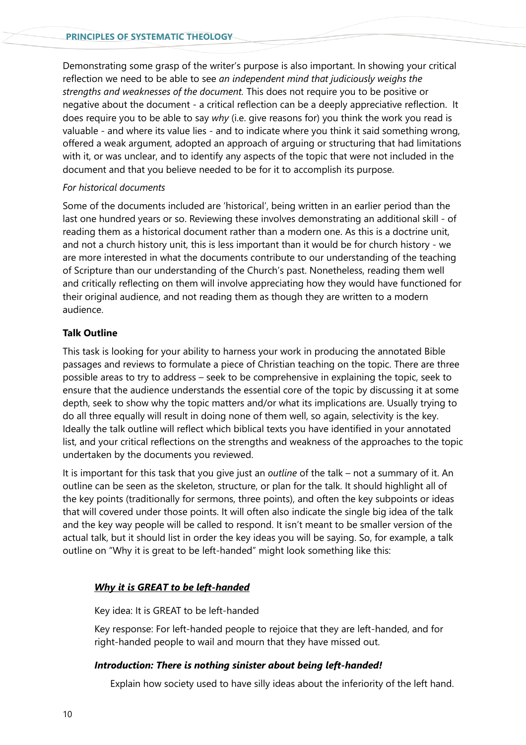Demonstrating some grasp of the writer's purpose is also important. In showing your critical reflection we need to be able to see *an independent mind that judiciously weighs the strengths and weaknesses of the document.* This does not require you to be positive or negative about the document - a critical reflection can be a deeply appreciative reflection. It does require you to be able to say *why* (i.e. give reasons for) you think the work you read is valuable - and where its value lies - and to indicate where you think it said something wrong, offered a weak argument, adopted an approach of arguing or structuring that had limitations with it, or was unclear, and to identify any aspects of the topic that were not included in the document and that you believe needed to be for it to accomplish its purpose.

*For historical documents*

Some of the documents included are 'historical', being written in an earlier period than the last one hundred years or so. Reviewing these involves demonstrating an additional skill - of reading them as a historical document rather than a modern one. As this is a doctrine unit, and not a church history unit, this is less important than it would be for church history - we are more interested in what the documents contribute to our understanding of the teaching of Scripture than our understanding of the Church's past. Nonetheless, reading them well and critically reflecting on them will involve appreciating how they would have functioned for their original audience, and not reading them as though they are written to a modern audience.

**Talk Outline**

This task is looking for your ability to harness your work in producing the annotated Bible passages and reviews to formulate a piece of Christian teaching on the topic. There are three possible areas to try to address – seek to be comprehensive in explaining the topic, seek to ensure that the audience understands the essential core of the topic by discussing it at some depth, seek to show why the topic matters and/or what its implications are. Usually trying to do all three equally will result in doing none of them well, so again, selectivity is the key. Ideally the talk outline will reflect which biblical texts you have identified in your annotated list, and your critical reflections on the strengths and weakness of the approaches to the topic undertaken by the documents you reviewed.

It is important for this task that you give just an *outline* of the talk – not a summary of it. An outline can be seen as the skeleton, structure, or plan for the talk. It should highlight all of the key points (traditionally for sermons, three points), and often the key subpoints or ideas that will covered under those points. It will often also indicate the single big idea of the talk and the key way people will be called to respond. It isn't meant to be smaller version of the actual talk, but it should list in order the key ideas you will be saying. So, for example, a talk outline on "Why it is great to be left-handed" might look something like this:

***<u>Why it is GREAT to be left-handed</u>***

Key idea: It is GREAT to be left-handed

Key response: For left-handed people to rejoice that they are left-handed, and for right-handed people to wail and mourn that they have missed out.

***Introduction: There is nothing sinister about being left-handed!***

Explain how society used to have silly ideas about the inferiority of the left hand.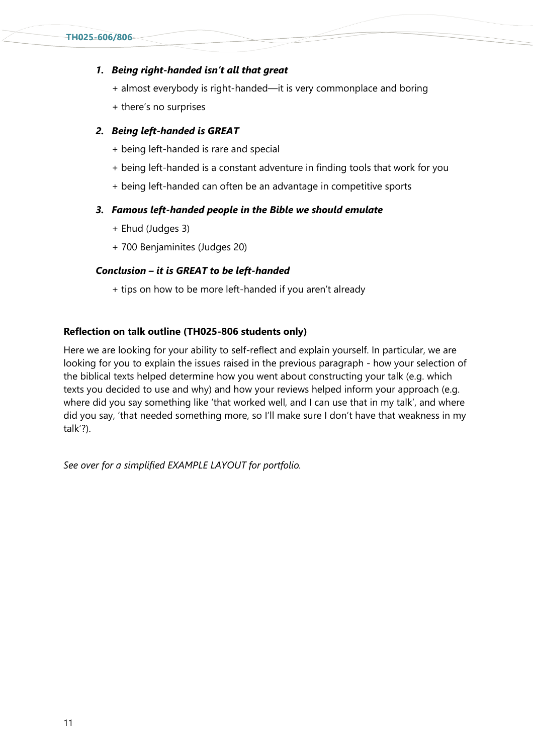1. ***Being right-handed isn't all that great***

   + almost everybody is right-handed—it is very commonplace and boring

   + there's no surprises

2. ***Being left-handed is GREAT***

   + being left-handed is rare and special

   + being left-handed is a constant adventure in finding tools that work for you

   + being left-handed can often be an advantage in competitive sports

3. ***Famous left-handed people in the Bible we should emulate***

   + Ehud (Judges 3)

   + 700 Benjaminites (Judges 20)

***Conclusion – it is GREAT to be left-handed***

   + tips on how to be more left-handed if you aren't already

**Reflection on talk outline (TH025-806 students only)**

Here we are looking for your ability to self-reflect and explain yourself. In particular, we are looking for you to explain the issues raised in the previous paragraph - how your selection of the biblical texts helped determine how you went about constructing your talk (e.g. which texts you decided to use and why) and how your reviews helped inform your approach (e.g. where did you say something like 'that worked well, and I can use that in my talk', and where did you say, 'that needed something more, so I'll make sure I don't have that weakness in my talk'?).

*See over for a simplified EXAMPLE LAYOUT for portfolio.*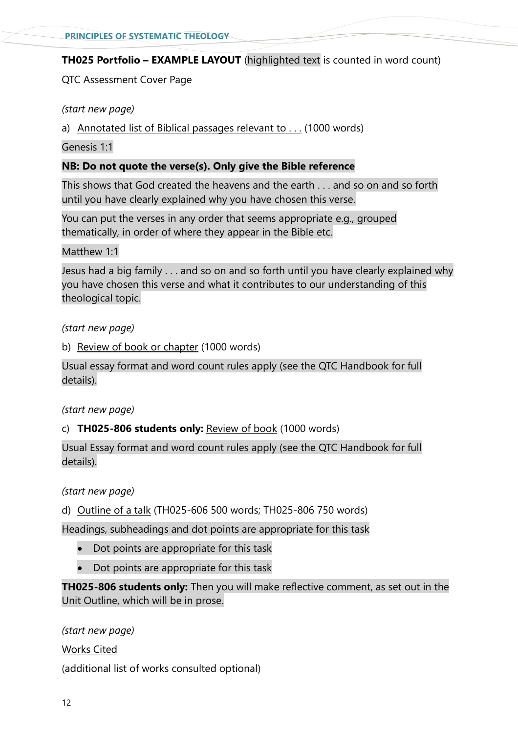**TH025 Portfolio – EXAMPLE LAYOUT** (highlighted text is counted in word count)

QTC Assessment Cover Page

*(start new page)*

a) <u>Annotated list of Biblical passages relevant to . . .</u> (1000 words)

Genesis 1:1

**NB: Do not quote the verse(s). Only give the Bible reference**

This shows that God created the heavens and the earth . . . and so on and so forth until you have clearly explained why you have chosen this verse.

You can put the verses in any order that seems appropriate e.g., grouped thematically, in order of where they appear in the Bible etc.

Matthew 1:1

Jesus had a big family . . . and so on and so forth until you have clearly explained why you have chosen this verse and what it contributes to our understanding of this theological topic.

*(start new page)*

b) <u>Review of book or chapter</u> (1000 words)

Usual essay format and word count rules apply (see the QTC Handbook for full details).

*(start new page)*

c) **TH025-806 students only:** <u>Review of book</u> (1000 words)

Usual Essay format and word count rules apply (see the QTC Handbook for full details).

*(start new page)*

d) <u>Outline of a talk</u> (TH025-606 500 words; TH025-806 750 words)

Headings, subheadings and dot points are appropriate for this task

- Dot points are appropriate for this task
- Dot points are appropriate for this task

**TH025-806 students only:** Then you will make reflective comment, as set out in the Unit Outline, which will be in prose.

*(start new page)*

<u>Works Cited</u>

(additional list of works consulted optional)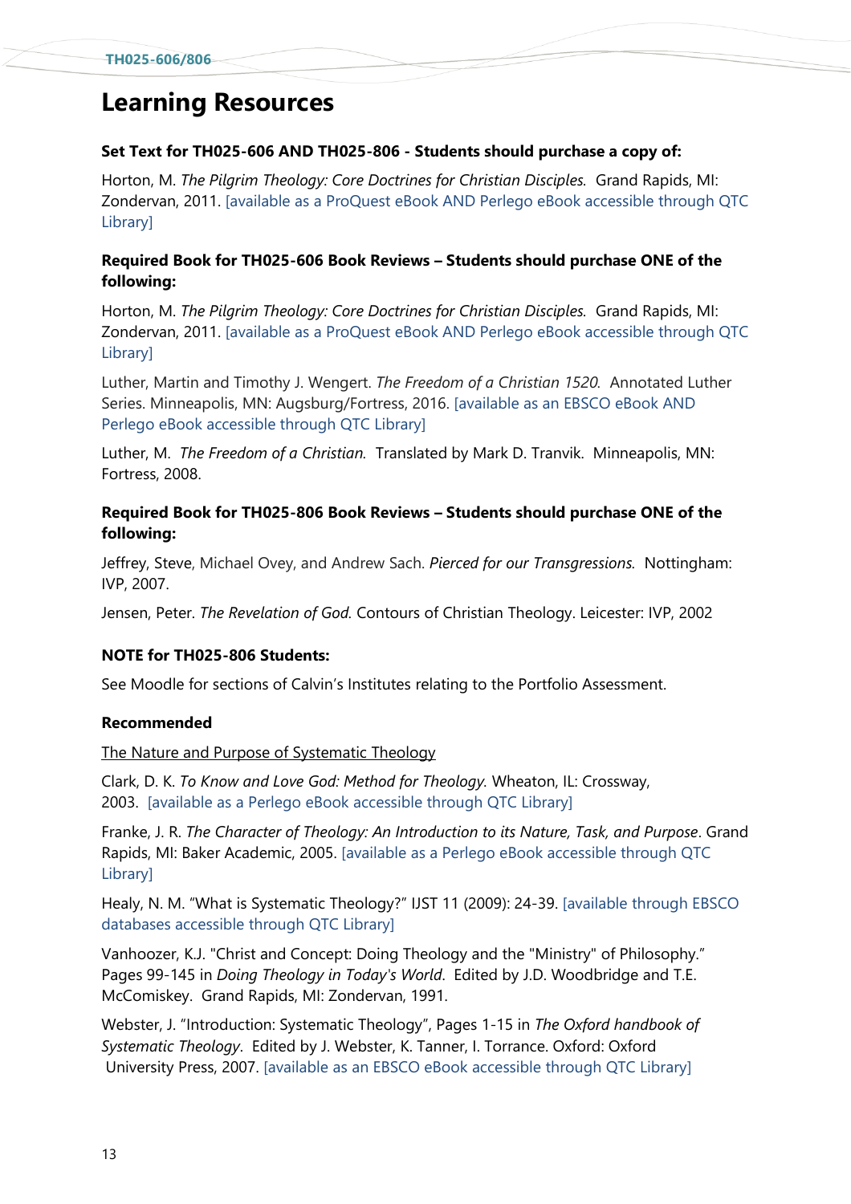# Learning Resources

**Set Text for TH025-606 AND TH025-806 - Students should purchase a copy of:**

Horton, M. *The Pilgrim Theology: Core Doctrines for Christian Disciples.* Grand Rapids, MI: Zondervan, 2011. [available as a ProQuest eBook AND Perlego eBook accessible through QTC Library]

**Required Book for TH025-606 Book Reviews – Students should purchase ONE of the following:**

Horton, M. *The Pilgrim Theology: Core Doctrines for Christian Disciples.* Grand Rapids, MI: Zondervan, 2011. [available as a ProQuest eBook AND Perlego eBook accessible through QTC Library]

Luther, Martin and Timothy J. Wengert. *The Freedom of a Christian 1520.* Annotated Luther Series. Minneapolis, MN: Augsburg/Fortress, 2016. [available as an EBSCO eBook AND Perlego eBook accessible through QTC Library]

Luther, M. *The Freedom of a Christian.* Translated by Mark D. Tranvik. Minneapolis, MN: Fortress, 2008.

**Required Book for TH025-806 Book Reviews – Students should purchase ONE of the following:**

Jeffrey, Steve, Michael Ovey, and Andrew Sach. *Pierced for our Transgressions.* Nottingham: IVP, 2007.

Jensen, Peter. *The Revelation of God.* Contours of Christian Theology. Leicester: IVP, 2002

**NOTE for TH025-806 Students:**

See Moodle for sections of Calvin's Institutes relating to the Portfolio Assessment.

**Recommended**

The Nature and Purpose of Systematic Theology

Clark, D. K. *To Know and Love God: Method for Theology.* Wheaton, IL: Crossway, 2003. [available as a Perlego eBook accessible through QTC Library]

Franke, J. R. *The Character of Theology: An Introduction to its Nature, Task, and Purpose*. Grand Rapids, MI: Baker Academic, 2005. [available as a Perlego eBook accessible through QTC Library]

Healy, N. M. "What is Systematic Theology?" IJST 11 (2009): 24-39. [available through EBSCO databases accessible through QTC Library]

Vanhoozer, K.J. "Christ and Concept: Doing Theology and the "Ministry" of Philosophy." Pages 99-145 in *Doing Theology in Today's World.* Edited by J.D. Woodbridge and T.E. McComiskey. Grand Rapids, MI: Zondervan, 1991.

Webster, J. "Introduction: Systematic Theology", Pages 1-15 in *The Oxford handbook of Systematic Theology.* Edited by J. Webster, K. Tanner, I. Torrance. Oxford: Oxford University Press, 2007. [available as an EBSCO eBook accessible through QTC Library]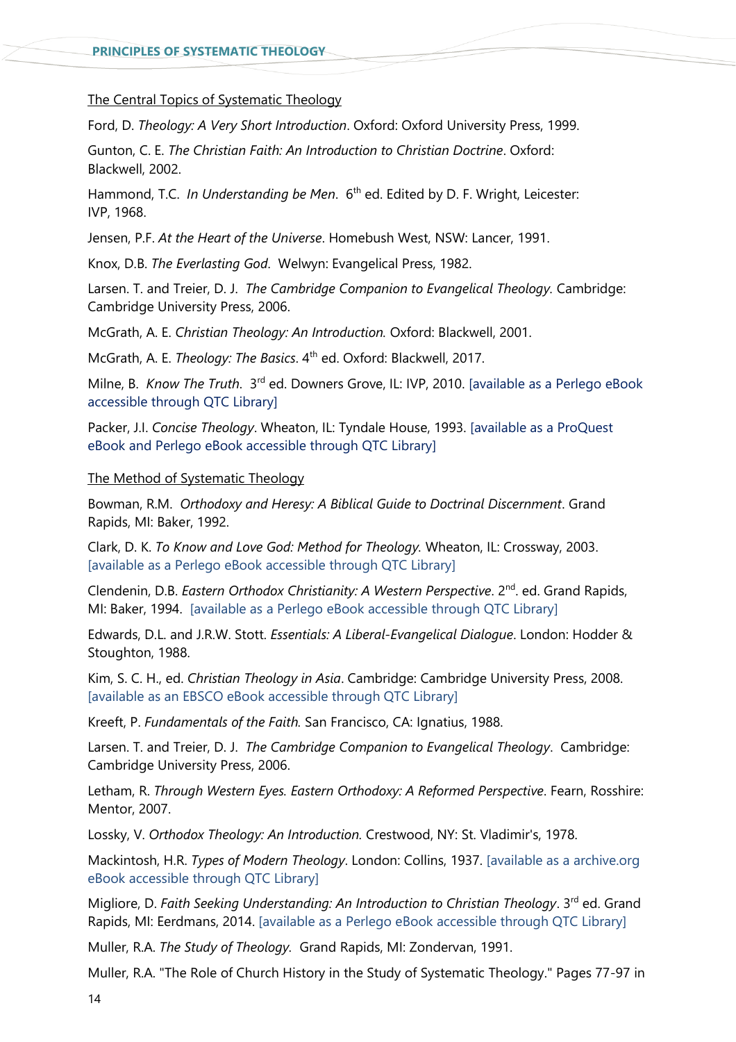The Central Topics of Systematic Theology

Ford, D. *Theology: A Very Short Introduction*. Oxford: Oxford University Press, 1999.

Gunton, C. E. *The Christian Faith: An Introduction to Christian Doctrine*. Oxford: Blackwell, 2002.

Hammond, T.C. *In Understanding be Men*. 6th ed. Edited by D. F. Wright, Leicester: IVP, 1968.

Jensen, P.F. *At the Heart of the Universe*. Homebush West, NSW: Lancer, 1991.

Knox, D.B. *The Everlasting God*. Welwyn: Evangelical Press, 1982.

Larsen. T. and Treier, D. J. *The Cambridge Companion to Evangelical Theology*. Cambridge: Cambridge University Press, 2006.

McGrath, A. E. *Christian Theology: An Introduction.* Oxford: Blackwell, 2001.

McGrath, A. E. *Theology: The Basics*. 4th ed. Oxford: Blackwell, 2017.

Milne, B. *Know The Truth*. 3rd ed. Downers Grove, IL: IVP, 2010. [available as a Perlego eBook accessible through QTC Library]

Packer, J.I. *Concise Theology*. Wheaton, IL: Tyndale House, 1993. [available as a ProQuest eBook and Perlego eBook accessible through QTC Library]

The Method of Systematic Theology

Bowman, R.M. *Orthodoxy and Heresy: A Biblical Guide to Doctrinal Discernment*. Grand Rapids, MI: Baker, 1992.

Clark, D. K. *To Know and Love God: Method for Theology.* Wheaton, IL: Crossway, 2003. [available as a Perlego eBook accessible through QTC Library]

Clendenin, D.B. *Eastern Orthodox Christianity: A Western Perspective*. 2nd. ed. Grand Rapids, MI: Baker, 1994. [available as a Perlego eBook accessible through QTC Library]

Edwards, D.L. and J.R.W. Stott. *Essentials: A Liberal-Evangelical Dialogue*. London: Hodder & Stoughton, 1988.

Kim, S. C. H., ed. *Christian Theology in Asia*. Cambridge: Cambridge University Press, 2008. [available as an EBSCO eBook accessible through QTC Library]

Kreeft, P. *Fundamentals of the Faith.* San Francisco, CA: Ignatius, 1988.

Larsen. T. and Treier, D. J. *The Cambridge Companion to Evangelical Theology*. Cambridge: Cambridge University Press, 2006.

Letham, R. *Through Western Eyes. Eastern Orthodoxy: A Reformed Perspective*. Fearn, Rosshire: Mentor, 2007.

Lossky, V. *Orthodox Theology: An Introduction.* Crestwood, NY: St. Vladimir's, 1978.

Mackintosh, H.R. *Types of Modern Theology*. London: Collins, 1937. [available as a archive.org eBook accessible through QTC Library]

Migliore, D. *Faith Seeking Understanding: An Introduction to Christian Theology*. 3rd ed. Grand Rapids, MI: Eerdmans, 2014. [available as a Perlego eBook accessible through QTC Library]

Muller, R.A. *The Study of Theology.* Grand Rapids, MI: Zondervan, 1991.

Muller, R.A. "The Role of Church History in the Study of Systematic Theology." Pages 77-97 in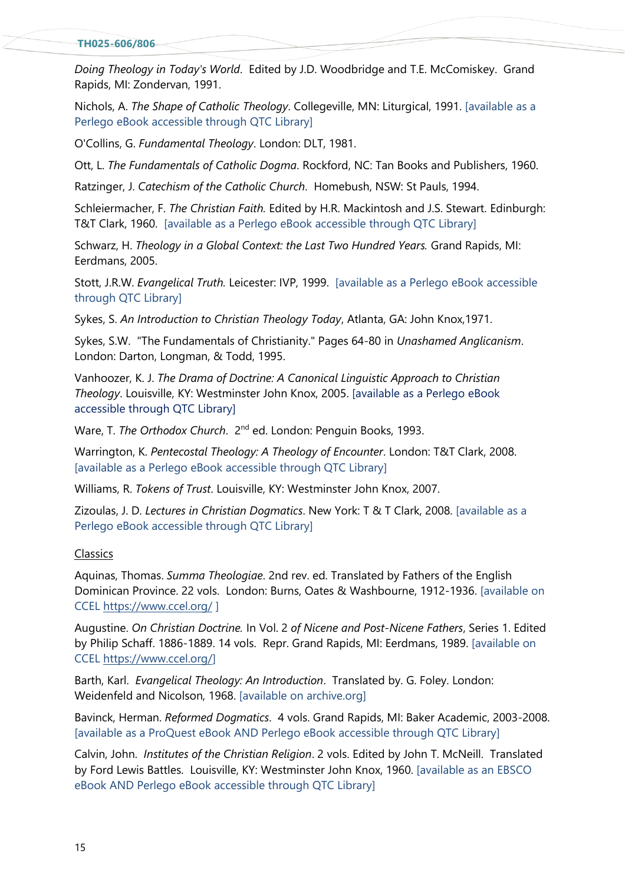*Doing Theology in Today's World*. Edited by J.D. Woodbridge and T.E. McComiskey. Grand Rapids, MI: Zondervan, 1991.

Nichols, A. *The Shape of Catholic Theology*. Collegeville, MN: Liturgical, 1991. [available as a Perlego eBook accessible through QTC Library]

O'Collins, G. *Fundamental Theology*. London: DLT, 1981.

Ott, L. *The Fundamentals of Catholic Dogma*. Rockford, NC: Tan Books and Publishers, 1960.

Ratzinger, J. *Catechism of the Catholic Church*. Homebush, NSW: St Pauls, 1994.

Schleiermacher, F. *The Christian Faith.* Edited by H.R. Mackintosh and J.S. Stewart. Edinburgh: T&T Clark, 1960. [available as a Perlego eBook accessible through QTC Library]

Schwarz, H. *Theology in a Global Context: the Last Two Hundred Years.* Grand Rapids, MI: Eerdmans, 2005.

Stott, J.R.W. *Evangelical Truth.* Leicester: IVP, 1999. [available as a Perlego eBook accessible through QTC Library]

Sykes, S. *An Introduction to Christian Theology Today*, Atlanta, GA: John Knox,1971.

Sykes, S.W. "The Fundamentals of Christianity." Pages 64-80 in *Unashamed Anglicanism*. London: Darton, Longman, & Todd, 1995.

Vanhoozer, K. J. *The Drama of Doctrine: A Canonical Linguistic Approach to Christian Theology*. Louisville, KY: Westminster John Knox, 2005. [available as a Perlego eBook accessible through QTC Library]

Ware, T. *The Orthodox Church*. 2nd ed. London: Penguin Books, 1993.

Warrington, K. *Pentecostal Theology: A Theology of Encounter*. London: T&T Clark, 2008. [available as a Perlego eBook accessible through QTC Library]

Williams, R. *Tokens of Trust*. Louisville, KY: Westminster John Knox, 2007.

Zizoulas, J. D. *Lectures in Christian Dogmatics*. New York: T & T Clark, 2008. [available as a Perlego eBook accessible through QTC Library]

Classics

Aquinas, Thomas. *Summa Theologiae*. 2nd rev. ed. Translated by Fathers of the English Dominican Province. 22 vols. London: Burns, Oates & Washbourne, 1912-1936. [available on CCEL https://www.ccel.org/ ]

Augustine. *On Christian Doctrine.* In Vol. 2 *of Nicene and Post-Nicene Fathers*, Series 1. Edited by Philip Schaff. 1886-1889. 14 vols. Repr. Grand Rapids, MI: Eerdmans, 1989. [available on CCEL https://www.ccel.org/]

Barth, Karl. *Evangelical Theology: An Introduction*. Translated by. G. Foley. London: Weidenfeld and Nicolson, 1968. [available on archive.org]

Bavinck, Herman. *Reformed Dogmatics*. 4 vols. Grand Rapids, MI: Baker Academic, 2003-2008. [available as a ProQuest eBook AND Perlego eBook accessible through QTC Library]

Calvin, John. *Institutes of the Christian Religion*. 2 vols. Edited by John T. McNeill. Translated by Ford Lewis Battles. Louisville, KY: Westminster John Knox, 1960. [available as an EBSCO eBook AND Perlego eBook accessible through QTC Library]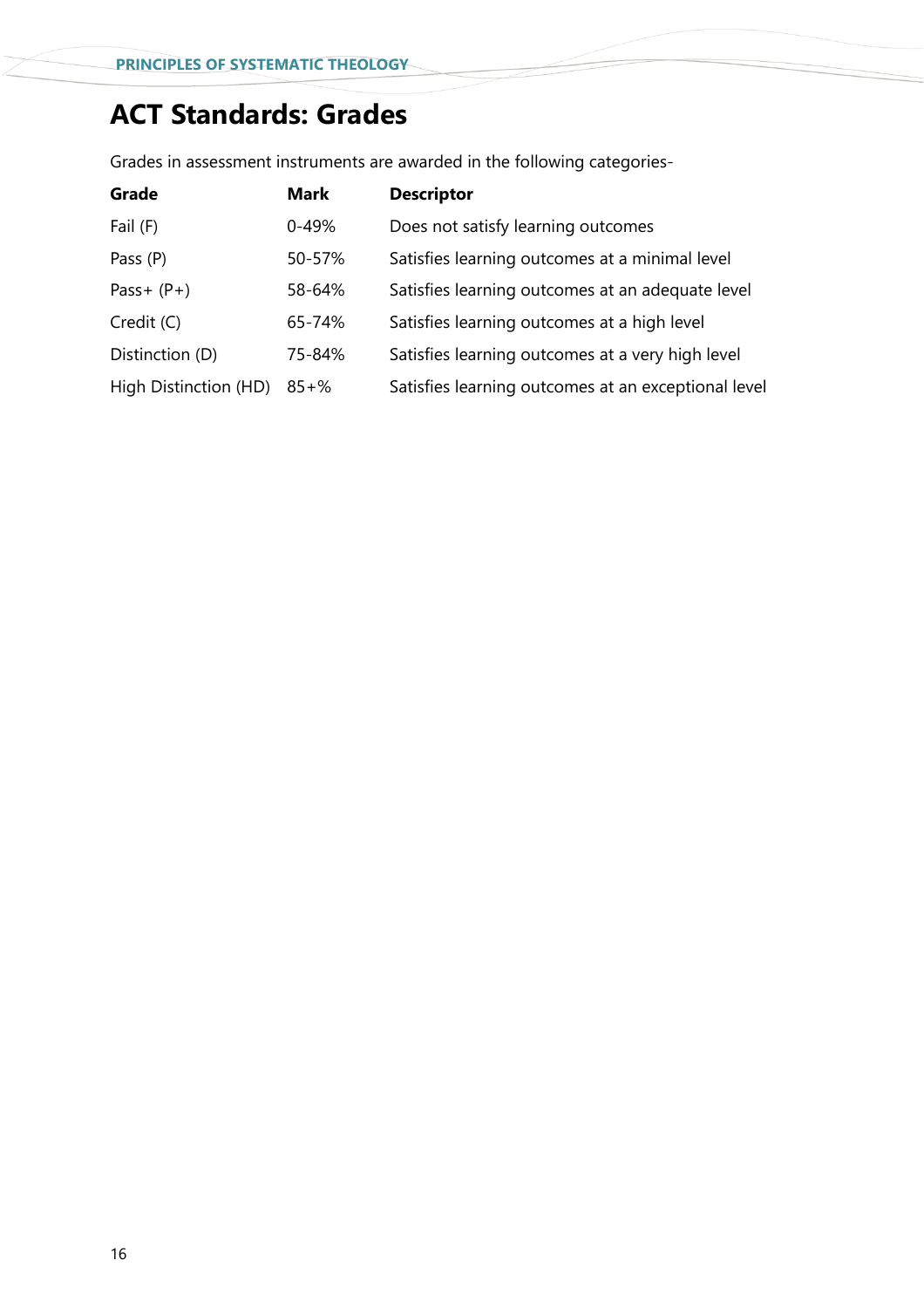# ACT Standards: Grades

Grades in assessment instruments are awarded in the following categories-

| Grade | Mark | Descriptor |
|---|---|---|
| Fail (F) | 0-49% | Does not satisfy learning outcomes |
| Pass (P) | 50-57% | Satisfies learning outcomes at a minimal level |
| Pass+ (P+) | 58-64% | Satisfies learning outcomes at an adequate level |
| Credit (C) | 65-74% | Satisfies learning outcomes at a high level |
| Distinction (D) | 75-84% | Satisfies learning outcomes at a very high level |
| High Distinction (HD) | 85+% | Satisfies learning outcomes at an exceptional level |